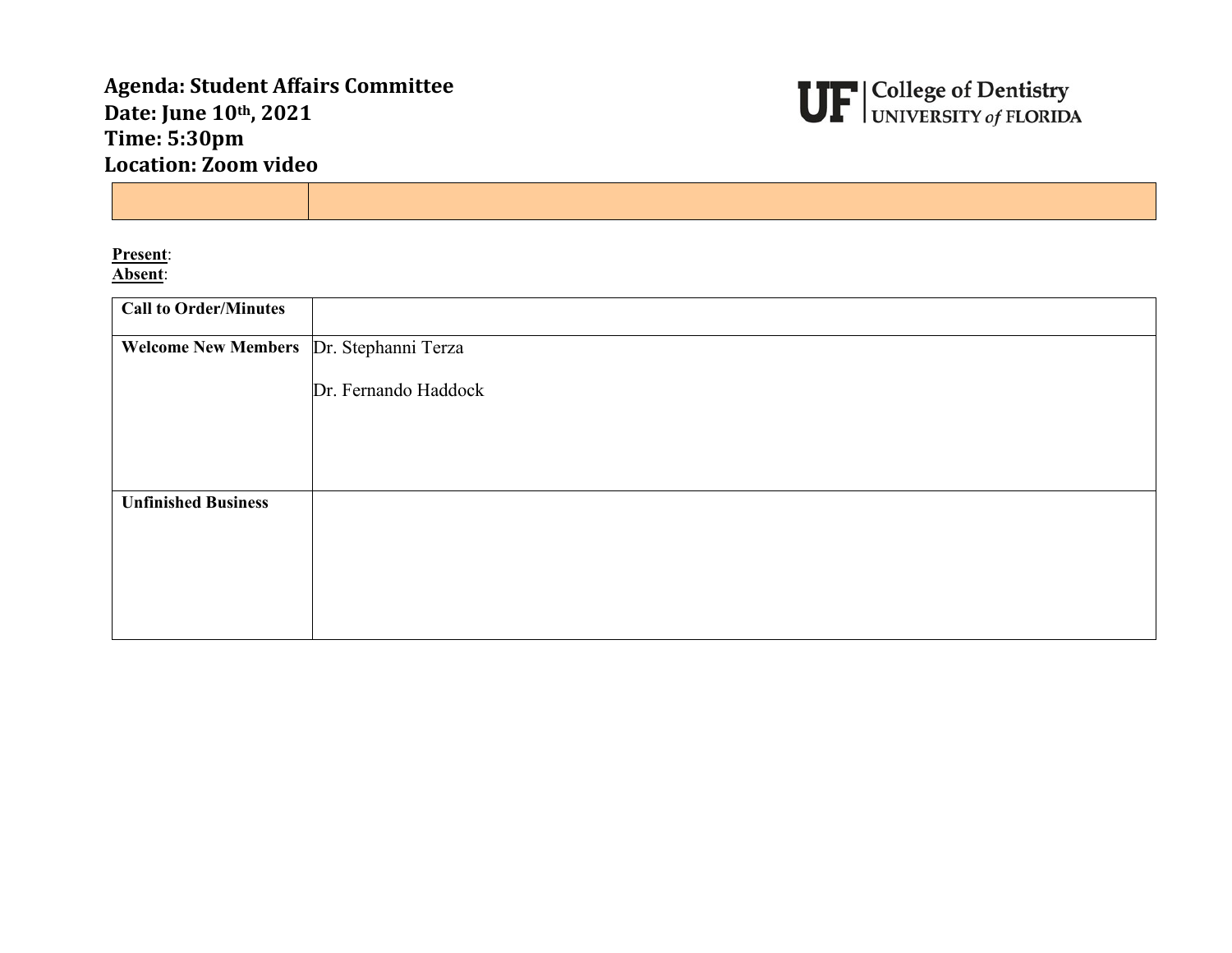**Agenda: Student Affairs Committee**
**Date: June 10th, 2021**
**Time: 5:30pm**
**Location: Zoom video**

UF | College of Dentistry
UNIVERSITY of FLORIDA

| | |
|---|---|

**Present**:
**Absent**:

| | |
|---|---|
| **Call to Order/Minutes** | |
| **Welcome New Members** | Dr. Stephanni Terza<br><br>Dr. Fernando Haddock |
| **Unfinished Business** | |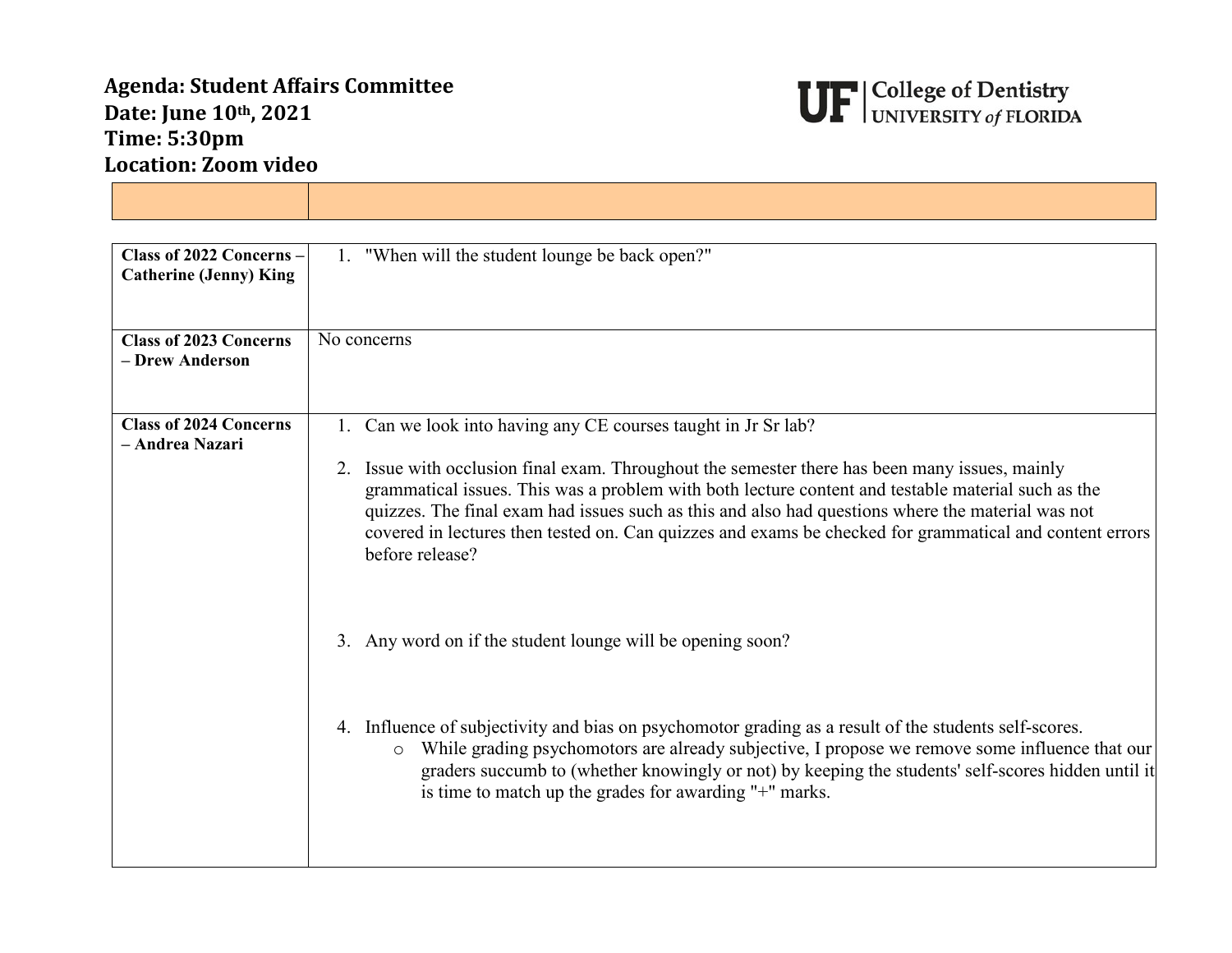**Agenda: Student Affairs Committee**
**Date: June 10th, 2021**
**Time: 5:30pm**
**Location: Zoom video**

UF | College of Dentistry UNIVERSITY of FLORIDA

| | |
|---|---|
| **Class of 2022 Concerns – Catherine (Jenny) King** | 1. "When will the student lounge be back open?" |
| **Class of 2023 Concerns – Drew Anderson** | No concerns |
| **Class of 2024 Concerns – Andrea Nazari** | 1. Can we look into having any CE courses taught in Jr Sr lab?<br><br>2. Issue with occlusion final exam. Throughout the semester there has been many issues, mainly grammatical issues. This was a problem with both lecture content and testable material such as the quizzes. The final exam had issues such as this and also had questions where the material was not covered in lectures then tested on. Can quizzes and exams be checked for grammatical and content errors before release?<br><br>3. Any word on if the student lounge will be opening soon?<br><br>4. Influence of subjectivity and bias on psychomotor grading as a result of the students self-scores.<br>&nbsp;&nbsp;&nbsp;&nbsp;o While grading psychomotors are already subjective, I propose we remove some influence that our graders succumb to (whether knowingly or not) by keeping the students' self-scores hidden until it is time to match up the grades for awarding "+" marks. |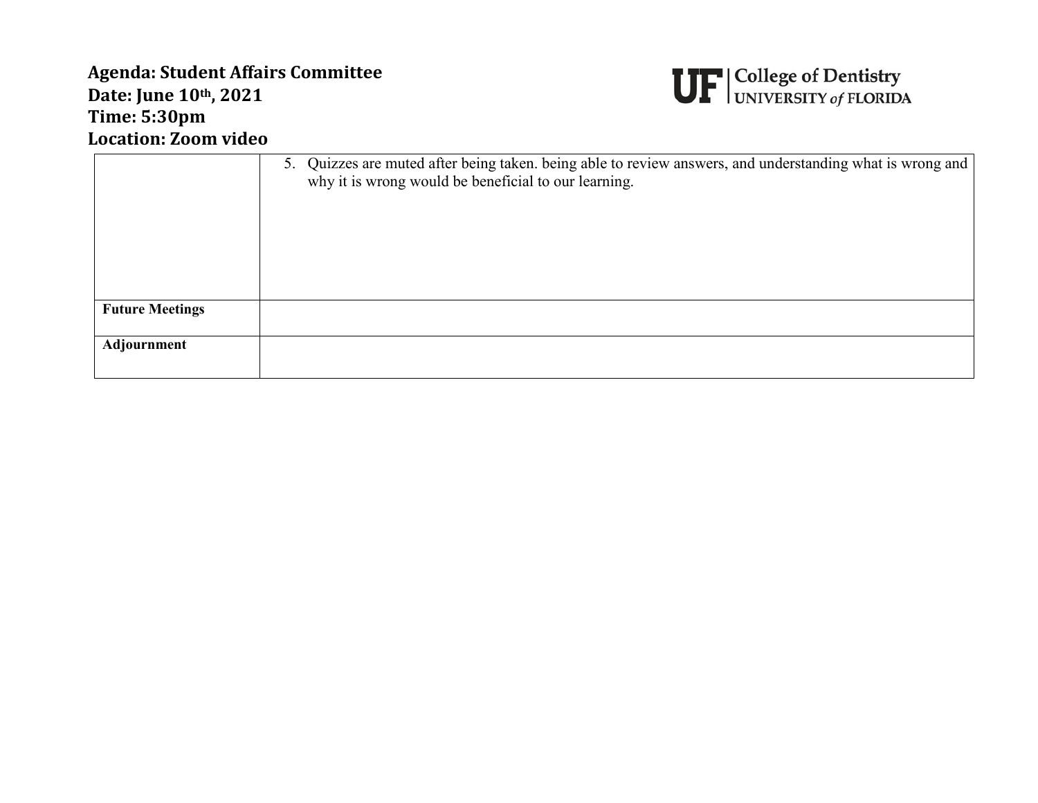**Agenda: Student Affairs Committee**
**Date: June 10th, 2021**
**Time: 5:30pm**
**Location: Zoom video**

| | |
|---|---|
| | 5. Quizzes are muted after being taken. being able to review answers, and understanding what is wrong and why it is wrong would be beneficial to our learning. |
| **Future Meetings** | |
| **Adjournment** | |